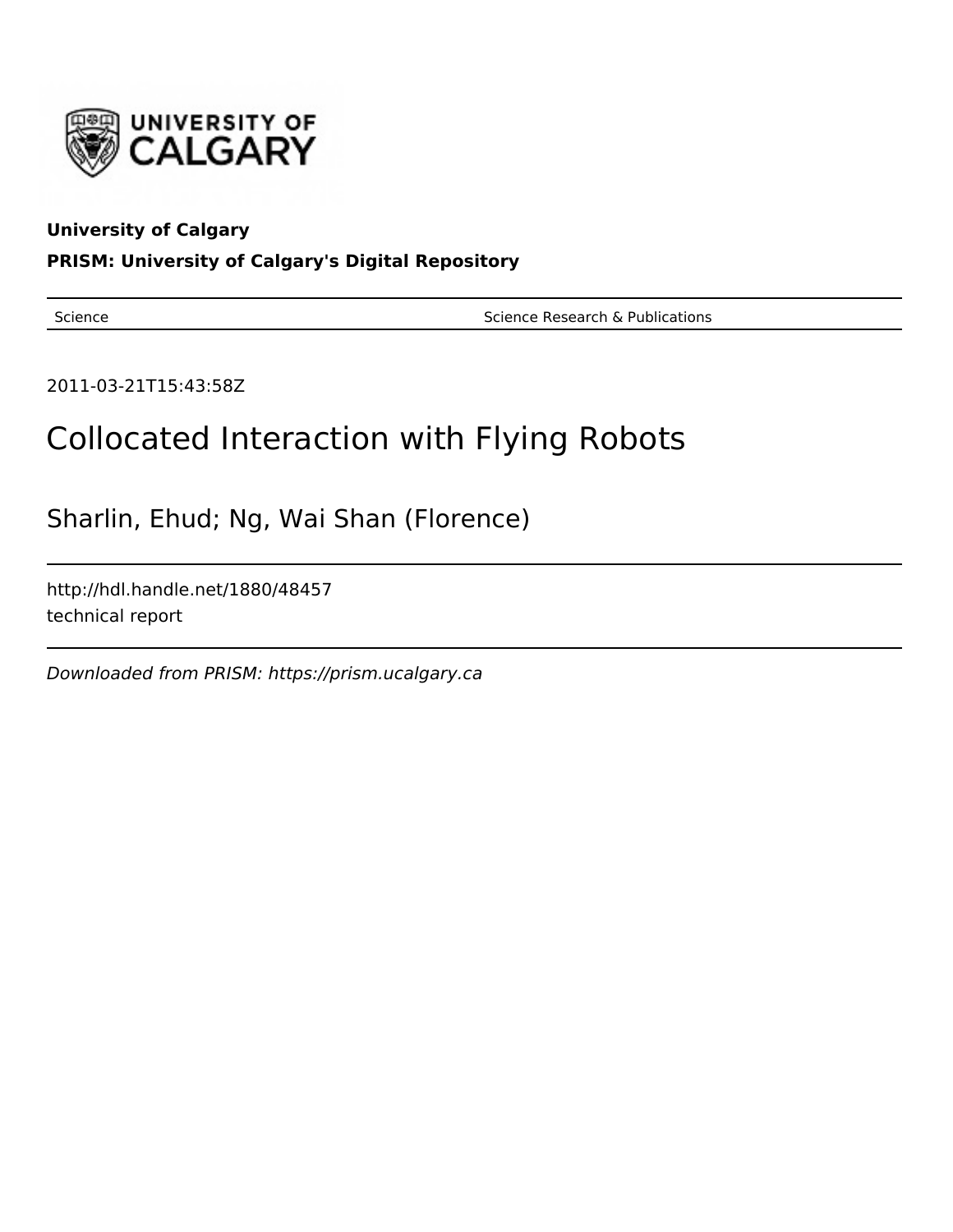**University of Calgary**

**PRISM: University of Calgary's Digital Repository**

| Science | Science Research & Publications |
|---|---|

2011-03-21T15:43:58Z

# Collocated Interaction with Flying Robots

Sharlin, Ehud; Ng, Wai Shan (Florence)

http://hdl.handle.net/1880/48457

technical report

*Downloaded from PRISM: https://prism.ucalgary.ca*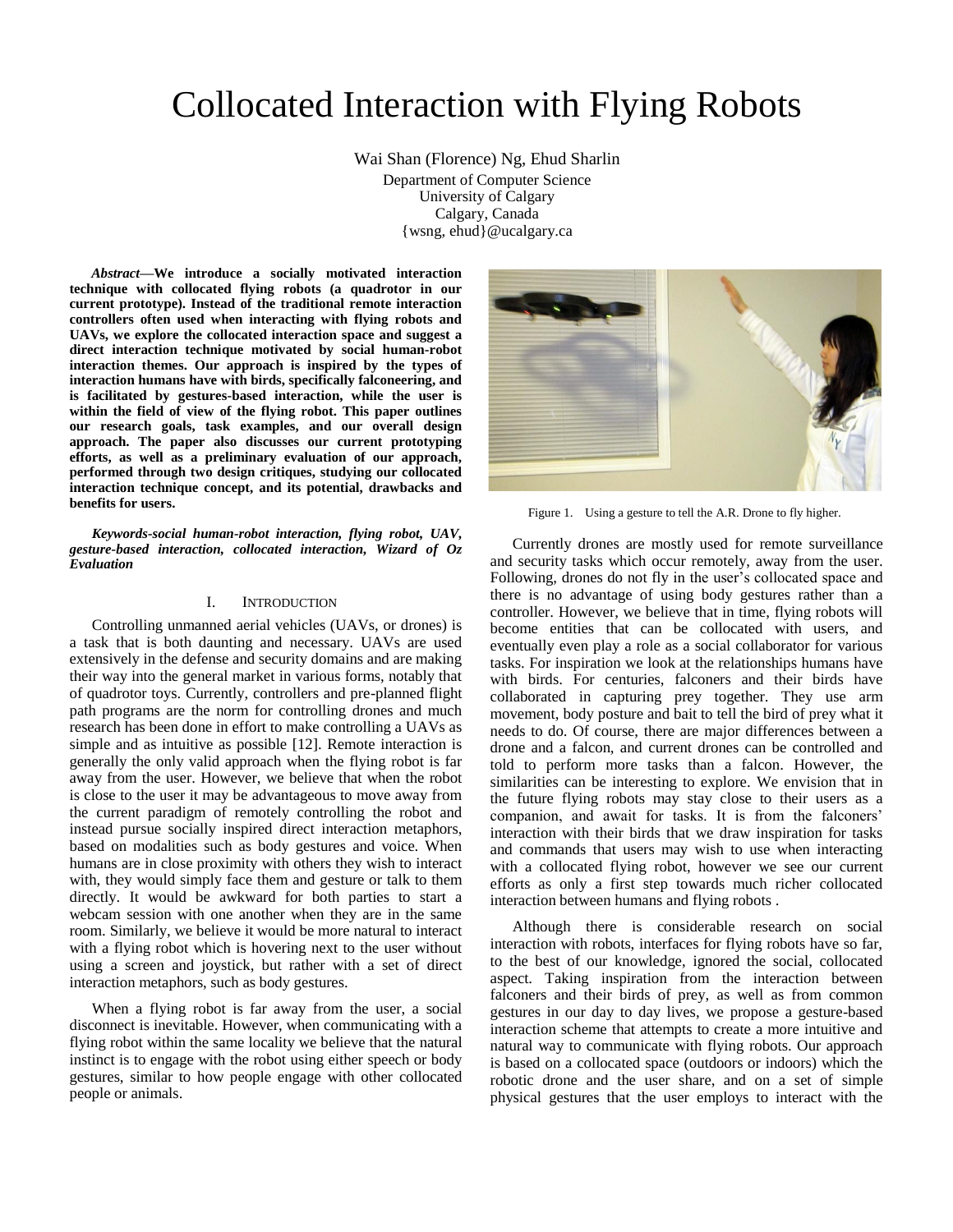# Collocated Interaction with Flying Robots

Wai Shan (Florence) Ng, Ehud Sharlin
Department of Computer Science
University of Calgary
Calgary, Canada
{wsng, ehud}@ucalgary.ca

***Abstract*—We introduce a socially motivated interaction technique with collocated flying robots (a quadrotor in our current prototype). Instead of the traditional remote interaction controllers often used when interacting with flying robots and UAVs, we explore the collocated interaction space and suggest a direct interaction technique motivated by social human-robot interaction themes. Our approach is inspired by the types of interaction humans have with birds, specifically falconeering, and is facilitated by gestures-based interaction, while the user is within the field of view of the flying robot. This paper outlines our research goals, task examples, and our overall design approach. The paper also discusses our current prototyping efforts, as well as a preliminary evaluation of our approach, performed through two design critiques, studying our collocated interaction technique concept, and its potential, drawbacks and benefits for users.**

***Keywords-social human-robot interaction, flying robot, UAV, gesture-based interaction, collocated interaction, Wizard of Oz Evaluation***

## I. Introduction

Controlling unmanned aerial vehicles (UAVs, or drones) is a task that is both daunting and necessary. UAVs are used extensively in the defense and security domains and are making their way into the general market in various forms, notably that of quadrotor toys. Currently, controllers and pre-planned flight path programs are the norm for controlling drones and much research has been done in effort to make controlling a UAVs as simple and as intuitive as possible [12]. Remote interaction is generally the only valid approach when the flying robot is far away from the user. However, we believe that when the robot is close to the user it may be advantageous to move away from the current paradigm of remotely controlling the robot and instead pursue socially inspired direct interaction metaphors, based on modalities such as body gestures and voice. When humans are in close proximity with others they wish to interact with, they would simply face them and gesture or talk to them directly. It would be awkward for both parties to start a webcam session with one another when they are in the same room. Similarly, we believe it would be more natural to interact with a flying robot which is hovering next to the user without using a screen and joystick, but rather with a set of direct interaction metaphors, such as body gestures.

When a flying robot is far away from the user, a social disconnect is inevitable. However, when communicating with a flying robot within the same locality we believe that the natural instinct is to engage with the robot using either speech or body gestures, similar to how people engage with other collocated people or animals.

Figure 1. Using a gesture to tell the A.R. Drone to fly higher.

Currently drones are mostly used for remote surveillance and security tasks which occur remotely, away from the user. Following, drones do not fly in the user's collocated space and there is no advantage of using body gestures rather than a controller. However, we believe that in time, flying robots will become entities that can be collocated with users, and eventually even play a role as a social collaborator for various tasks. For inspiration we look at the relationships humans have with birds. For centuries, falconers and their birds have collaborated in capturing prey together. They use arm movement, body posture and bait to tell the bird of prey what it needs to do. Of course, there are major differences between a drone and a falcon, and current drones can be controlled and told to perform more tasks than a falcon. However, the similarities can be interesting to explore. We envision that in the future flying robots may stay close to their users as a companion, and await for tasks. It is from the falconers' interaction with their birds that we draw inspiration for tasks and commands that users may wish to use when interacting with a collocated flying robot, however we see our current efforts as only a first step towards much richer collocated interaction between humans and flying robots .

Although there is considerable research on social interaction with robots, interfaces for flying robots have so far, to the best of our knowledge, ignored the social, collocated aspect. Taking inspiration from the interaction between falconers and their birds of prey, as well as from common gestures in our day to day lives, we propose a gesture-based interaction scheme that attempts to create a more intuitive and natural way to communicate with flying robots. Our approach is based on a collocated space (outdoors or indoors) which the robotic drone and the user share, and on a set of simple physical gestures that the user employs to interact with the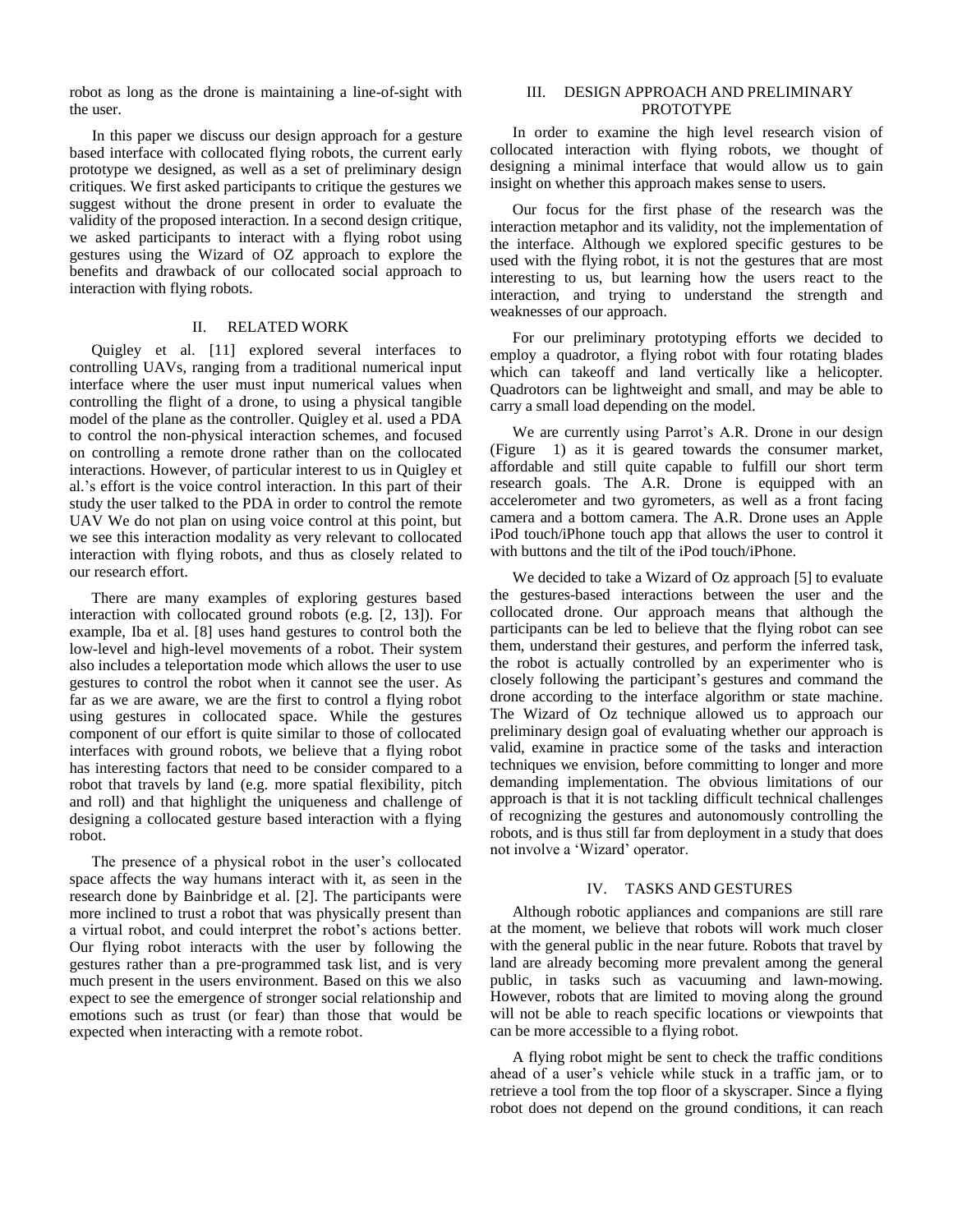robot as long as the drone is maintaining a line-of-sight with the user.

In this paper we discuss our design approach for a gesture based interface with collocated flying robots, the current early prototype we designed, as well as a set of preliminary design critiques. We first asked participants to critique the gestures we suggest without the drone present in order to evaluate the validity of the proposed interaction. In a second design critique, we asked participants to interact with a flying robot using gestures using the Wizard of OZ approach to explore the benefits and drawback of our collocated social approach to interaction with flying robots.

## II. RELATED WORK

Quigley et al. [11] explored several interfaces to controlling UAVs, ranging from a traditional numerical input interface where the user must input numerical values when controlling the flight of a drone, to using a physical tangible model of the plane as the controller. Quigley et al. used a PDA to control the non-physical interaction schemes, and focused on controlling a remote drone rather than on the collocated interactions. However, of particular interest to us in Quigley et al.'s effort is the voice control interaction. In this part of their study the user talked to the PDA in order to control the remote UAV We do not plan on using voice control at this point, but we see this interaction modality as very relevant to collocated interaction with flying robots, and thus as closely related to our research effort.

There are many examples of exploring gestures based interaction with collocated ground robots (e.g. [2, 13]). For example, Iba et al. [8] uses hand gestures to control both the low-level and high-level movements of a robot. Their system also includes a teleportation mode which allows the user to use gestures to control the robot when it cannot see the user. As far as we are aware, we are the first to control a flying robot using gestures in collocated space. While the gestures component of our effort is quite similar to those of collocated interfaces with ground robots, we believe that a flying robot has interesting factors that need to be consider compared to a robot that travels by land (e.g. more spatial flexibility, pitch and roll) and that highlight the uniqueness and challenge of designing a collocated gesture based interaction with a flying robot.

The presence of a physical robot in the user's collocated space affects the way humans interact with it, as seen in the research done by Bainbridge et al. [2]. The participants were more inclined to trust a robot that was physically present than a virtual robot, and could interpret the robot's actions better. Our flying robot interacts with the user by following the gestures rather than a pre-programmed task list, and is very much present in the users environment. Based on this we also expect to see the emergence of stronger social relationship and emotions such as trust (or fear) than those that would be expected when interacting with a remote robot.

## III. DESIGN APPROACH AND PRELIMINARY PROTOTYPE

In order to examine the high level research vision of collocated interaction with flying robots, we thought of designing a minimal interface that would allow us to gain insight on whether this approach makes sense to users.

Our focus for the first phase of the research was the interaction metaphor and its validity, not the implementation of the interface. Although we explored specific gestures to be used with the flying robot, it is not the gestures that are most interesting to us, but learning how the users react to the interaction, and trying to understand the strength and weaknesses of our approach.

For our preliminary prototyping efforts we decided to employ a quadrotor, a flying robot with four rotating blades which can takeoff and land vertically like a helicopter. Quadrotors can be lightweight and small, and may be able to carry a small load depending on the model.

We are currently using Parrot's A.R. Drone in our design (Figure 1) as it is geared towards the consumer market, affordable and still quite capable to fulfill our short term research goals. The A.R. Drone is equipped with an accelerometer and two gyrometers, as well as a front facing camera and a bottom camera. The A.R. Drone uses an Apple iPod touch/iPhone touch app that allows the user to control it with buttons and the tilt of the iPod touch/iPhone.

We decided to take a Wizard of Oz approach [5] to evaluate the gestures-based interactions between the user and the collocated drone. Our approach means that although the participants can be led to believe that the flying robot can see them, understand their gestures, and perform the inferred task, the robot is actually controlled by an experimenter who is closely following the participant's gestures and command the drone according to the interface algorithm or state machine. The Wizard of Oz technique allowed us to approach our preliminary design goal of evaluating whether our approach is valid, examine in practice some of the tasks and interaction techniques we envision, before committing to longer and more demanding implementation. The obvious limitations of our approach is that it is not tackling difficult technical challenges of recognizing the gestures and autonomously controlling the robots, and is thus still far from deployment in a study that does not involve a 'Wizard' operator.

## IV. TASKS AND GESTURES

Although robotic appliances and companions are still rare at the moment, we believe that robots will work much closer with the general public in the near future. Robots that travel by land are already becoming more prevalent among the general public, in tasks such as vacuuming and lawn-mowing. However, robots that are limited to moving along the ground will not be able to reach specific locations or viewpoints that can be more accessible to a flying robot.

A flying robot might be sent to check the traffic conditions ahead of a user's vehicle while stuck in a traffic jam, or to retrieve a tool from the top floor of a skyscraper. Since a flying robot does not depend on the ground conditions, it can reach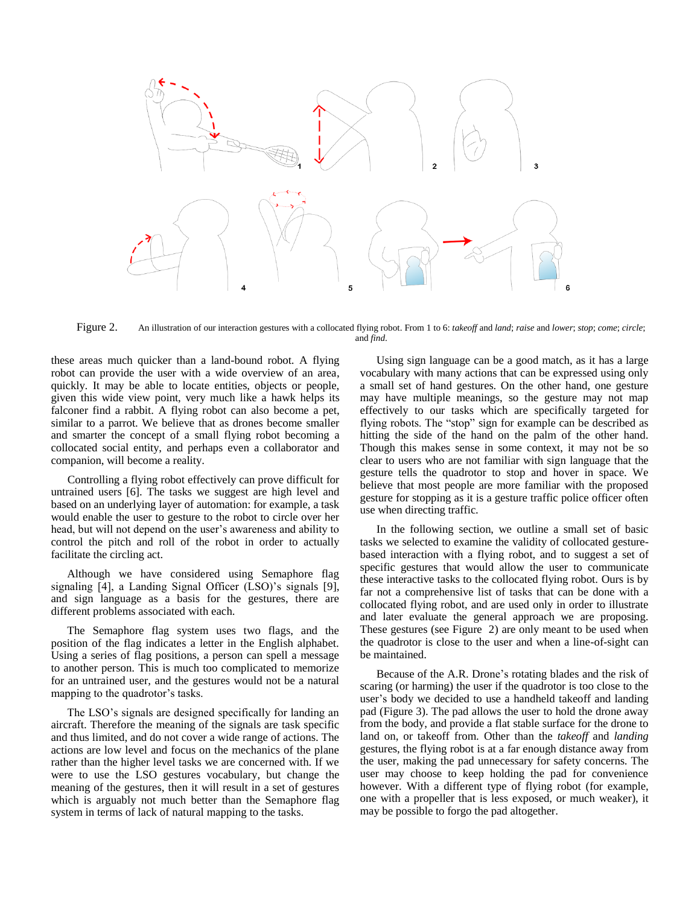Figure 2. An illustration of our interaction gestures with a collocated flying robot. From 1 to 6: *takeoff* and *land*; *raise* and *lower*; *stop*; *come*; *circle*; and *find*.

these areas much quicker than a land-bound robot. A flying robot can provide the user with a wide overview of an area, quickly. It may be able to locate entities, objects or people, given this wide view point, very much like a hawk helps its falconer find a rabbit. A flying robot can also become a pet, similar to a parrot. We believe that as drones become smaller and smarter the concept of a small flying robot becoming a collocated social entity, and perhaps even a collaborator and companion, will become a reality.

Controlling a flying robot effectively can prove difficult for untrained users [6]. The tasks we suggest are high level and based on an underlying layer of automation: for example, a task would enable the user to gesture to the robot to circle over her head, but will not depend on the user's awareness and ability to control the pitch and roll of the robot in order to actually facilitate the circling act.

Although we have considered using Semaphore flag signaling [4], a Landing Signal Officer (LSO)'s signals [9], and sign language as a basis for the gestures, there are different problems associated with each.

The Semaphore flag system uses two flags, and the position of the flag indicates a letter in the English alphabet. Using a series of flag positions, a person can spell a message to another person. This is much too complicated to memorize for an untrained user, and the gestures would not be a natural mapping to the quadrotor's tasks.

The LSO's signals are designed specifically for landing an aircraft. Therefore the meaning of the signals are task specific and thus limited, and do not cover a wide range of actions. The actions are low level and focus on the mechanics of the plane rather than the higher level tasks we are concerned with. If we were to use the LSO gestures vocabulary, but change the meaning of the gestures, then it will result in a set of gestures which is arguably not much better than the Semaphore flag system in terms of lack of natural mapping to the tasks.

Using sign language can be a good match, as it has a large vocabulary with many actions that can be expressed using only a small set of hand gestures. On the other hand, one gesture may have multiple meanings, so the gesture may not map effectively to our tasks which are specifically targeted for flying robots. The "stop" sign for example can be described as hitting the side of the hand on the palm of the other hand. Though this makes sense in some context, it may not be so clear to users who are not familiar with sign language that the gesture tells the quadrotor to stop and hover in space. We believe that most people are more familiar with the proposed gesture for stopping as it is a gesture traffic police officer often use when directing traffic.

In the following section, we outline a small set of basic tasks we selected to examine the validity of collocated gesture-based interaction with a flying robot, and to suggest a set of specific gestures that would allow the user to communicate these interactive tasks to the collocated flying robot. Ours is by far not a comprehensive list of tasks that can be done with a collocated flying robot, and are used only in order to illustrate and later evaluate the general approach we are proposing. These gestures (see Figure 2) are only meant to be used when the quadrotor is close to the user and when a line-of-sight can be maintained.

Because of the A.R. Drone's rotating blades and the risk of scaring (or harming) the user if the quadrotor is too close to the user's body we decided to use a handheld takeoff and landing pad (Figure 3). The pad allows the user to hold the drone away from the body, and provide a flat stable surface for the drone to land on, or takeoff from. Other than the *takeoff* and *landing* gestures, the flying robot is at a far enough distance away from the user, making the pad unnecessary for safety concerns. The user may choose to keep holding the pad for convenience however. With a different type of flying robot (for example, one with a propeller that is less exposed, or much weaker), it may be possible to forgo the pad altogether.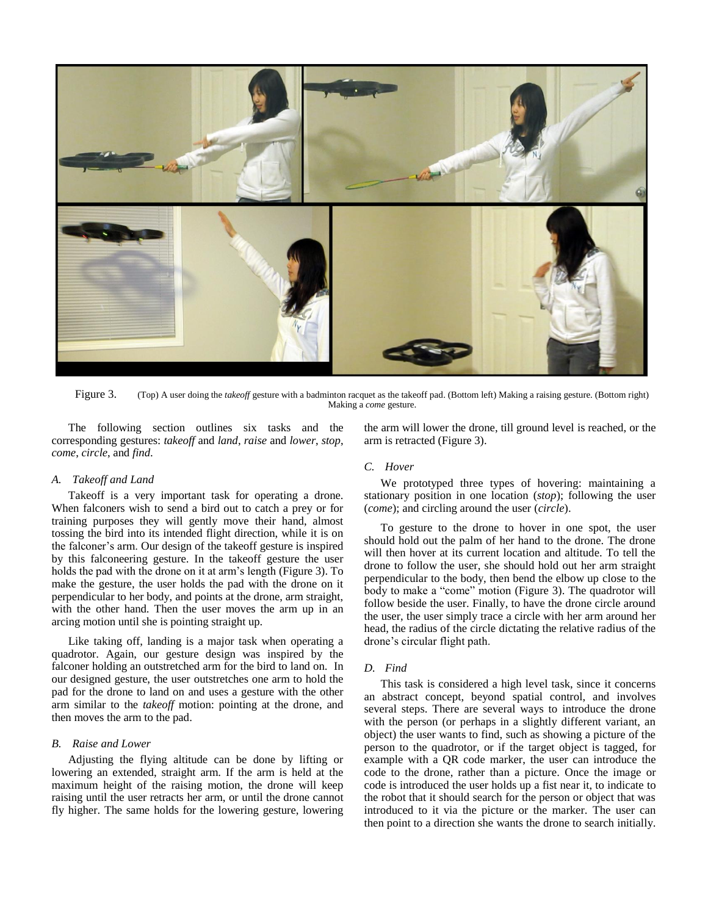Figure 3. (Top) A user doing the *takeoff* gesture with a badminton racquet as the takeoff pad. (Bottom left) Making a raising gesture. (Bottom right) Making a *come* gesture.

The following section outlines six tasks and the corresponding gestures: *takeoff* and *land*, *raise* and *lower*, *stop*, *come*, *circle*, and *find*.

### A. Takeoff and Land

Takeoff is a very important task for operating a drone. When falconers wish to send a bird out to catch a prey or for training purposes they will gently move their hand, almost tossing the bird into its intended flight direction, while it is on the falconer's arm. Our design of the takeoff gesture is inspired by this falconeering gesture. In the takeoff gesture the user holds the pad with the drone on it at arm's length (Figure 3). To make the gesture, the user holds the pad with the drone on it perpendicular to her body, and points at the drone, arm straight, with the other hand. Then the user moves the arm up in an arcing motion until she is pointing straight up.

Like taking off, landing is a major task when operating a quadrotor. Again, our gesture design was inspired by the falconer holding an outstretched arm for the bird to land on. In our designed gesture, the user outstretches one arm to hold the pad for the drone to land on and uses a gesture with the other arm similar to the *takeoff* motion: pointing at the drone, and then moves the arm to the pad.

### B. Raise and Lower

Adjusting the flying altitude can be done by lifting or lowering an extended, straight arm. If the arm is held at the maximum height of the raising motion, the drone will keep raising until the user retracts her arm, or until the drone cannot fly higher. The same holds for the lowering gesture, lowering the arm will lower the drone, till ground level is reached, or the arm is retracted (Figure 3).

### C. Hover

We prototyped three types of hovering: maintaining a stationary position in one location (*stop*); following the user (*come*); and circling around the user (*circle*).

To gesture to the drone to hover in one spot, the user should hold out the palm of her hand to the drone. The drone will then hover at its current location and altitude. To tell the drone to follow the user, she should hold out her arm straight perpendicular to the body, then bend the elbow up close to the body to make a "come" motion (Figure 3). The quadrotor will follow beside the user. Finally, to have the drone circle around the user, the user simply trace a circle with her arm around her head, the radius of the circle dictating the relative radius of the drone's circular flight path.

### D. Find

This task is considered a high level task, since it concerns an abstract concept, beyond spatial control, and involves several steps. There are several ways to introduce the drone with the person (or perhaps in a slightly different variant, an object) the user wants to find, such as showing a picture of the person to the quadrotor, or if the target object is tagged, for example with a QR code marker, the user can introduce the code to the drone, rather than a picture. Once the image or code is introduced the user holds up a fist near it, to indicate to the robot that it should search for the person or object that was introduced to it via the picture or the marker. The user can then point to a direction she wants the drone to search initially.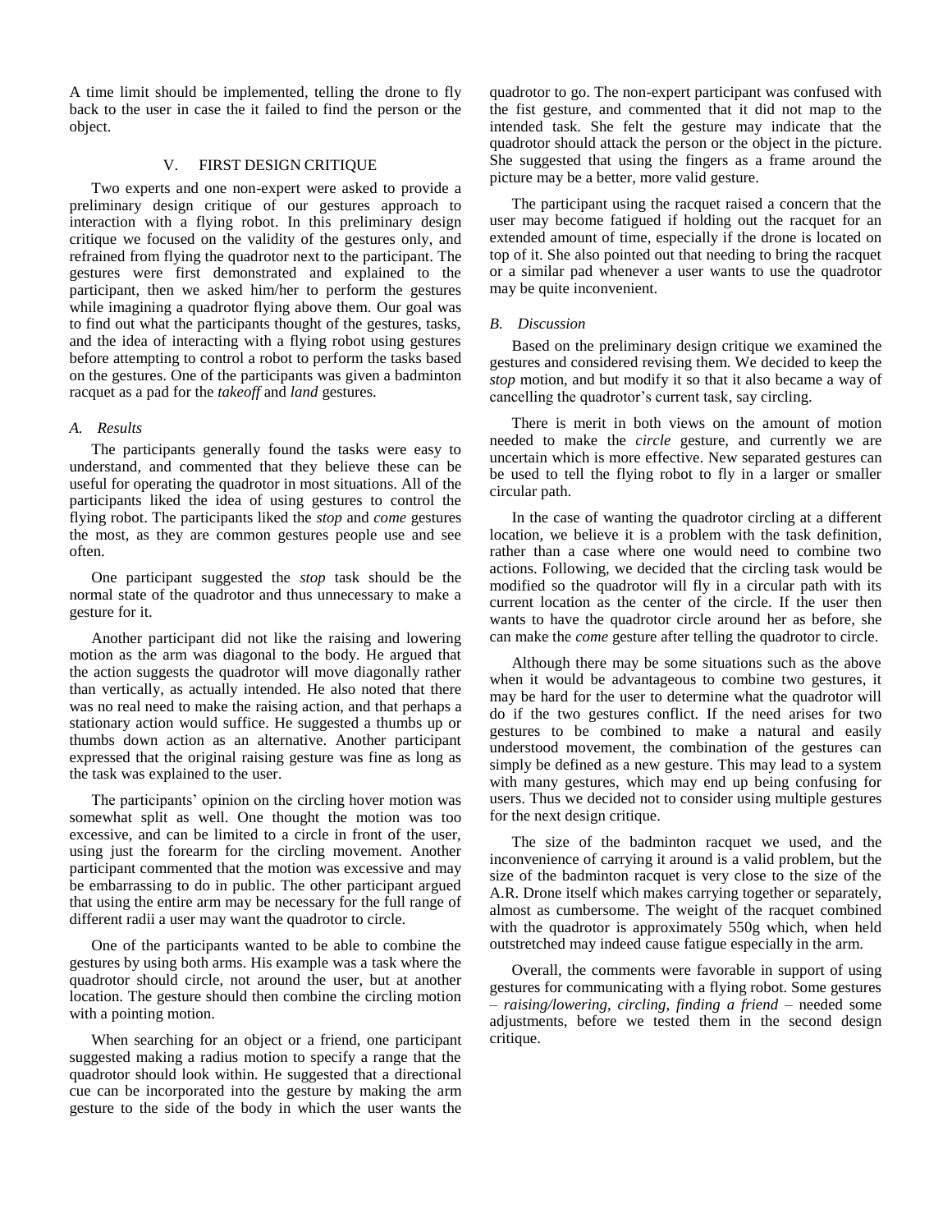A time limit should be implemented, telling the drone to fly back to the user in case the it failed to find the person or the object.

## V. FIRST DESIGN CRITIQUE

Two experts and one non-expert were asked to provide a preliminary design critique of our gestures approach to interaction with a flying robot. In this preliminary design critique we focused on the validity of the gestures only, and refrained from flying the quadrotor next to the participant. The gestures were first demonstrated and explained to the participant, then we asked him/her to perform the gestures while imagining a quadrotor flying above them. Our goal was to find out what the participants thought of the gestures, tasks, and the idea of interacting with a flying robot using gestures before attempting to control a robot to perform the tasks based on the gestures. One of the participants was given a badminton racquet as a pad for the *takeoff* and *land* gestures.

### A. Results

The participants generally found the tasks were easy to understand, and commented that they believe these can be useful for operating the quadrotor in most situations. All of the participants liked the idea of using gestures to control the flying robot. The participants liked the *stop* and *come* gestures the most, as they are common gestures people use and see often.

One participant suggested the *stop* task should be the normal state of the quadrotor and thus unnecessary to make a gesture for it.

Another participant did not like the raising and lowering motion as the arm was diagonal to the body. He argued that the action suggests the quadrotor will move diagonally rather than vertically, as actually intended. He also noted that there was no real need to make the raising action, and that perhaps a stationary action would suffice. He suggested a thumbs up or thumbs down action as an alternative. Another participant expressed that the original raising gesture was fine as long as the task was explained to the user.

The participants' opinion on the circling hover motion was somewhat split as well. One thought the motion was too excessive, and can be limited to a circle in front of the user, using just the forearm for the circling movement. Another participant commented that the motion was excessive and may be embarrassing to do in public. The other participant argued that using the entire arm may be necessary for the full range of different radii a user may want the quadrotor to circle.

One of the participants wanted to be able to combine the gestures by using both arms. His example was a task where the quadrotor should circle, not around the user, but at another location. The gesture should then combine the circling motion with a pointing motion.

When searching for an object or a friend, one participant suggested making a radius motion to specify a range that the quadrotor should look within. He suggested that a directional cue can be incorporated into the gesture by making the arm gesture to the side of the body in which the user wants the quadrotor to go. The non-expert participant was confused with the fist gesture, and commented that it did not map to the intended task. She felt the gesture may indicate that the quadrotor should attack the person or the object in the picture. She suggested that using the fingers as a frame around the picture may be a better, more valid gesture.

The participant using the racquet raised a concern that the user may become fatigued if holding out the racquet for an extended amount of time, especially if the drone is located on top of it. She also pointed out that needing to bring the racquet or a similar pad whenever a user wants to use the quadrotor may be quite inconvenient.

### B. Discussion

Based on the preliminary design critique we examined the gestures and considered revising them. We decided to keep the *stop* motion, and but modify it so that it also became a way of cancelling the quadrotor's current task, say circling.

There is merit in both views on the amount of motion needed to make the *circle* gesture, and currently we are uncertain which is more effective. New separated gestures can be used to tell the flying robot to fly in a larger or smaller circular path.

In the case of wanting the quadrotor circling at a different location, we believe it is a problem with the task definition, rather than a case where one would need to combine two actions. Following, we decided that the circling task would be modified so the quadrotor will fly in a circular path with its current location as the center of the circle. If the user then wants to have the quadrotor circle around her as before, she can make the *come* gesture after telling the quadrotor to circle.

Although there may be some situations such as the above when it would be advantageous to combine two gestures, it may be hard for the user to determine what the quadrotor will do if the two gestures conflict. If the need arises for two gestures to be combined to make a natural and easily understood movement, the combination of the gestures can simply be defined as a new gesture. This may lead to a system with many gestures, which may end up being confusing for users. Thus we decided not to consider using multiple gestures for the next design critique.

The size of the badminton racquet we used, and the inconvenience of carrying it around is a valid problem, but the size of the badminton racquet is very close to the size of the A.R. Drone itself which makes carrying together or separately, almost as cumbersome. The weight of the racquet combined with the quadrotor is approximately 550g which, when held outstretched may indeed cause fatigue especially in the arm.

Overall, the comments were favorable in support of using gestures for communicating with a flying robot. Some gestures – *raising/lowering*, *circling*, *finding a friend* – needed some adjustments, before we tested them in the second design critique.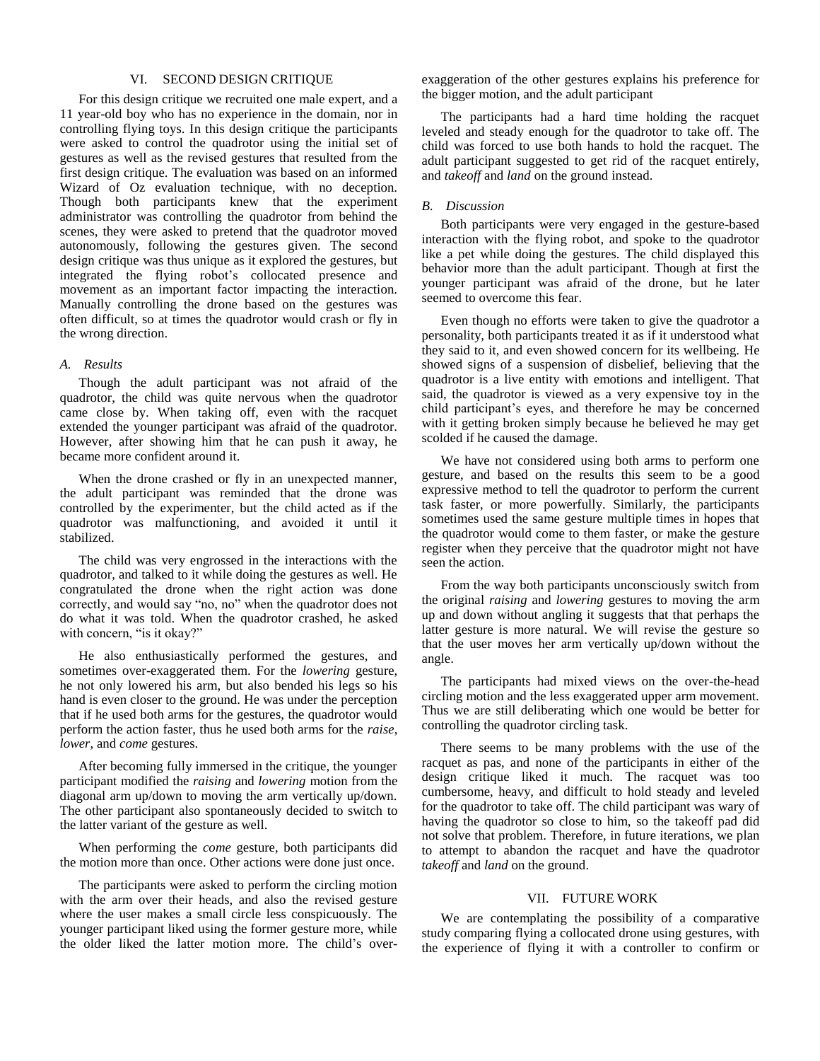## VI. SECOND DESIGN CRITIQUE

For this design critique we recruited one male expert, and a 11 year-old boy who has no experience in the domain, nor in controlling flying toys. In this design critique the participants were asked to control the quadrotor using the initial set of gestures as well as the revised gestures that resulted from the first design critique. The evaluation was based on an informed Wizard of Oz evaluation technique, with no deception. Though both participants knew that the experiment administrator was controlling the quadrotor from behind the scenes, they were asked to pretend that the quadrotor moved autonomously, following the gestures given. The second design critique was thus unique as it explored the gestures, but integrated the flying robot's collocated presence and movement as an important factor impacting the interaction. Manually controlling the drone based on the gestures was often difficult, so at times the quadrotor would crash or fly in the wrong direction.

### *A. Results*

Though the adult participant was not afraid of the quadrotor, the child was quite nervous when the quadrotor came close by. When taking off, even with the racquet extended the younger participant was afraid of the quadrotor. However, after showing him that he can push it away, he became more confident around it.

When the drone crashed or fly in an unexpected manner, the adult participant was reminded that the drone was controlled by the experimenter, but the child acted as if the quadrotor was malfunctioning, and avoided it until it stabilized.

The child was very engrossed in the interactions with the quadrotor, and talked to it while doing the gestures as well. He congratulated the drone when the right action was done correctly, and would say "no, no" when the quadrotor does not do what it was told. When the quadrotor crashed, he asked with concern, "is it okay?"

He also enthusiastically performed the gestures, and sometimes over-exaggerated them. For the *lowering* gesture, he not only lowered his arm, but also bended his legs so his hand is even closer to the ground. He was under the perception that if he used both arms for the gestures, the quadrotor would perform the action faster, thus he used both arms for the *raise*, *lower*, and *come* gestures.

After becoming fully immersed in the critique, the younger participant modified the *raising* and *lowering* motion from the diagonal arm up/down to moving the arm vertically up/down. The other participant also spontaneously decided to switch to the latter variant of the gesture as well.

When performing the *come* gesture, both participants did the motion more than once. Other actions were done just once.

The participants were asked to perform the circling motion with the arm over their heads, and also the revised gesture where the user makes a small circle less conspicuously. The younger participant liked using the former gesture more, while the older liked the latter motion more. The child's over-exaggeration of the other gestures explains his preference for the bigger motion, and the adult participant

The participants had a hard time holding the racquet leveled and steady enough for the quadrotor to take off. The child was forced to use both hands to hold the racquet. The adult participant suggested to get rid of the racquet entirely, and *takeoff* and *land* on the ground instead.

### *B. Discussion*

Both participants were very engaged in the gesture-based interaction with the flying robot, and spoke to the quadrotor like a pet while doing the gestures. The child displayed this behavior more than the adult participant. Though at first the younger participant was afraid of the drone, but he later seemed to overcome this fear.

Even though no efforts were taken to give the quadrotor a personality, both participants treated it as if it understood what they said to it, and even showed concern for its wellbeing. He showed signs of a suspension of disbelief, believing that the quadrotor is a live entity with emotions and intelligent. That said, the quadrotor is viewed as a very expensive toy in the child participant's eyes, and therefore he may be concerned with it getting broken simply because he believed he may get scolded if he caused the damage.

We have not considered using both arms to perform one gesture, and based on the results this seem to be a good expressive method to tell the quadrotor to perform the current task faster, or more powerfully. Similarly, the participants sometimes used the same gesture multiple times in hopes that the quadrotor would come to them faster, or make the gesture register when they perceive that the quadrotor might not have seen the action.

From the way both participants unconsciously switch from the original *raising* and *lowering* gestures to moving the arm up and down without angling it suggests that perhaps the latter gesture is more natural. We will revise the gesture so that the user moves her arm vertically up/down without the angle.

The participants had mixed views on the over-the-head circling motion and the less exaggerated upper arm movement. Thus we are still deliberating which one would be better for controlling the quadrotor circling task.

There seems to be many problems with the use of the racquet as pas, and none of the participants in either of the design critique liked it much. The racquet was too cumbersome, heavy, and difficult to hold steady and leveled for the quadrotor to take off. The child participant was wary of having the quadrotor so close to him, so the takeoff pad did not solve that problem. Therefore, in future iterations, we plan to attempt to abandon the racquet and have the quadrotor *takeoff* and *land* on the ground.

## VII. FUTURE WORK

We are contemplating the possibility of a comparative study comparing flying a collocated drone using gestures, with the experience of flying it with a controller to confirm or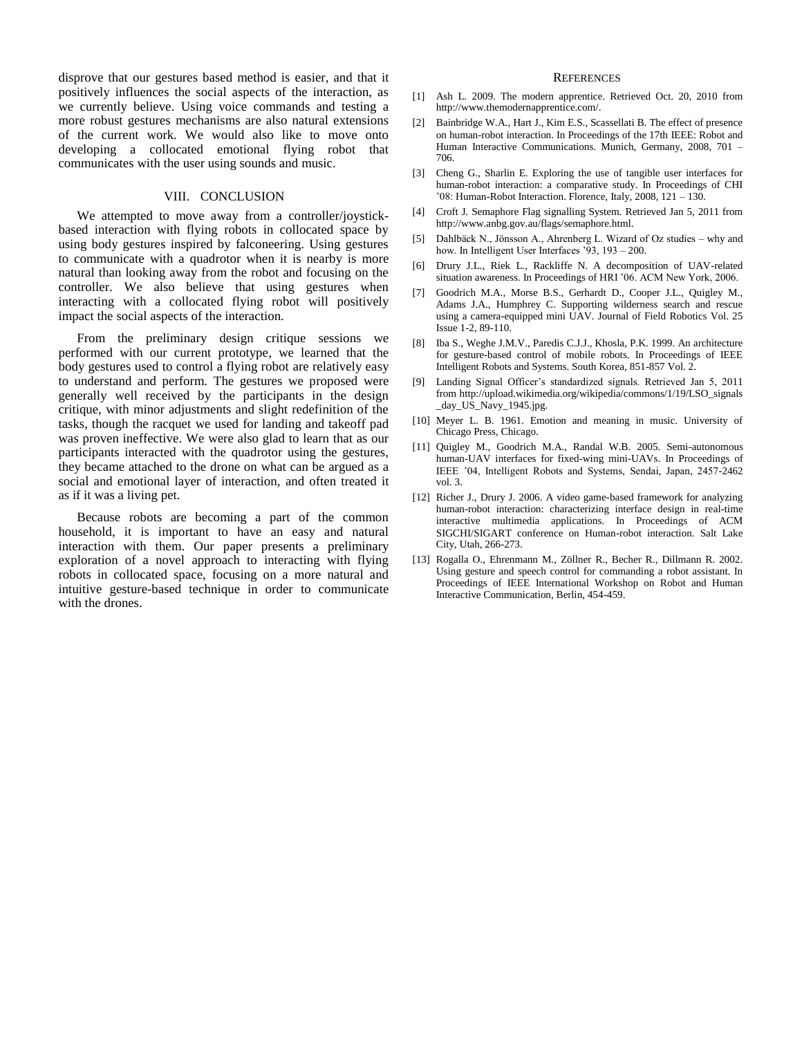disprove that our gestures based method is easier, and that it positively influences the social aspects of the interaction, as we currently believe. Using voice commands and testing a more robust gestures mechanisms are also natural extensions of the current work. We would also like to move onto developing a collocated emotional flying robot that communicates with the user using sounds and music.

## VIII. Conclusion

We attempted to move away from a controller/joystick-based interaction with flying robots in collocated space by using body gestures inspired by falconeering. Using gestures to communicate with a quadrotor when it is nearby is more natural than looking away from the robot and focusing on the controller. We also believe that using gestures when interacting with a collocated flying robot will positively impact the social aspects of the interaction.

From the preliminary design critique sessions we performed with our current prototype, we learned that the body gestures used to control a flying robot are relatively easy to understand and perform. The gestures we proposed were generally well received by the participants in the design critique, with minor adjustments and slight redefinition of the tasks, though the racquet we used for landing and takeoff pad was proven ineffective. We were also glad to learn that as our participants interacted with the quadrotor using the gestures, they became attached to the drone on what can be argued as a social and emotional layer of interaction, and often treated it as if it was a living pet.

Because robots are becoming a part of the common household, it is important to have an easy and natural interaction with them. Our paper presents a preliminary exploration of a novel approach to interacting with flying robots in collocated space, focusing on a more natural and intuitive gesture-based technique in order to communicate with the drones.

## References

[1] Ash L. 2009. The modern apprentice. Retrieved Oct. 20, 2010 from http://www.themodernapprentice.com/.

[2] Bainbridge W.A., Hart J., Kim E.S., Scassellati B. The effect of presence on human-robot interaction. In Proceedings of the 17th IEEE: Robot and Human Interactive Communications. Munich, Germany, 2008, 701 – 706.

[3] Cheng G., Sharlin E. Exploring the use of tangible user interfaces for human-robot interaction: a comparative study. In Proceedings of CHI '08: Human-Robot Interaction. Florence, Italy, 2008, 121 – 130.

[4] Croft J. Semaphore Flag signalling System. Retrieved Jan 5, 2011 from http://www.anbg.gov.au/flags/semaphore.html.

[5] Dahlbäck N., Jönsson A., Ahrenberg L. Wizard of Oz studies – why and how. In Intelligent User Interfaces '93, 193 – 200.

[6] Drury J.L., Riek L., Rackliffe N. A decomposition of UAV-related situation awareness. In Proceedings of HRI '06. ACM New York, 2006.

[7] Goodrich M.A., Morse B.S., Gerhardt D., Cooper J.L., Quigley M., Adams J.A., Humphrey C. Supporting wilderness search and rescue using a camera-equipped mini UAV. Journal of Field Robotics Vol. 25 Issue 1-2, 89-110.

[8] Iba S., Weghe J.M.V., Paredis C.J.J., Khosla, P.K. 1999. An architecture for gesture-based control of mobile robots. In Proceedings of IEEE Intelligent Robots and Systems. South Korea, 851-857 Vol. 2.

[9] Landing Signal Officer's standardized signals. Retrieved Jan 5, 2011 from http://upload.wikimedia.org/wikipedia/commons/1/19/LSO_signals_day_US_Navy_1945.jpg.

[10] Meyer L. B. 1961. Emotion and meaning in music. University of Chicago Press, Chicago.

[11] Quigley M., Goodrich M.A., Randal W.B. 2005. Semi-autonomous human-UAV interfaces for fixed-wing mini-UAVs. In Proceedings of IEEE '04, Intelligent Robots and Systems, Sendai, Japan, 2457-2462 vol. 3.

[12] Richer J., Drury J. 2006. A video game-based framework for analyzing human-robot interaction: characterizing interface design in real-time interactive multimedia applications. In Proceedings of ACM SIGCHI/SIGART conference on Human-robot interaction. Salt Lake City, Utah, 266-273.

[13] Rogalla O., Ehrenmann M., Zöllner R., Becher R., Dillmann R. 2002. Using gesture and speech control for commanding a robot assistant. In Proceedings of IEEE International Workshop on Robot and Human Interactive Communication, Berlin, 454-459.